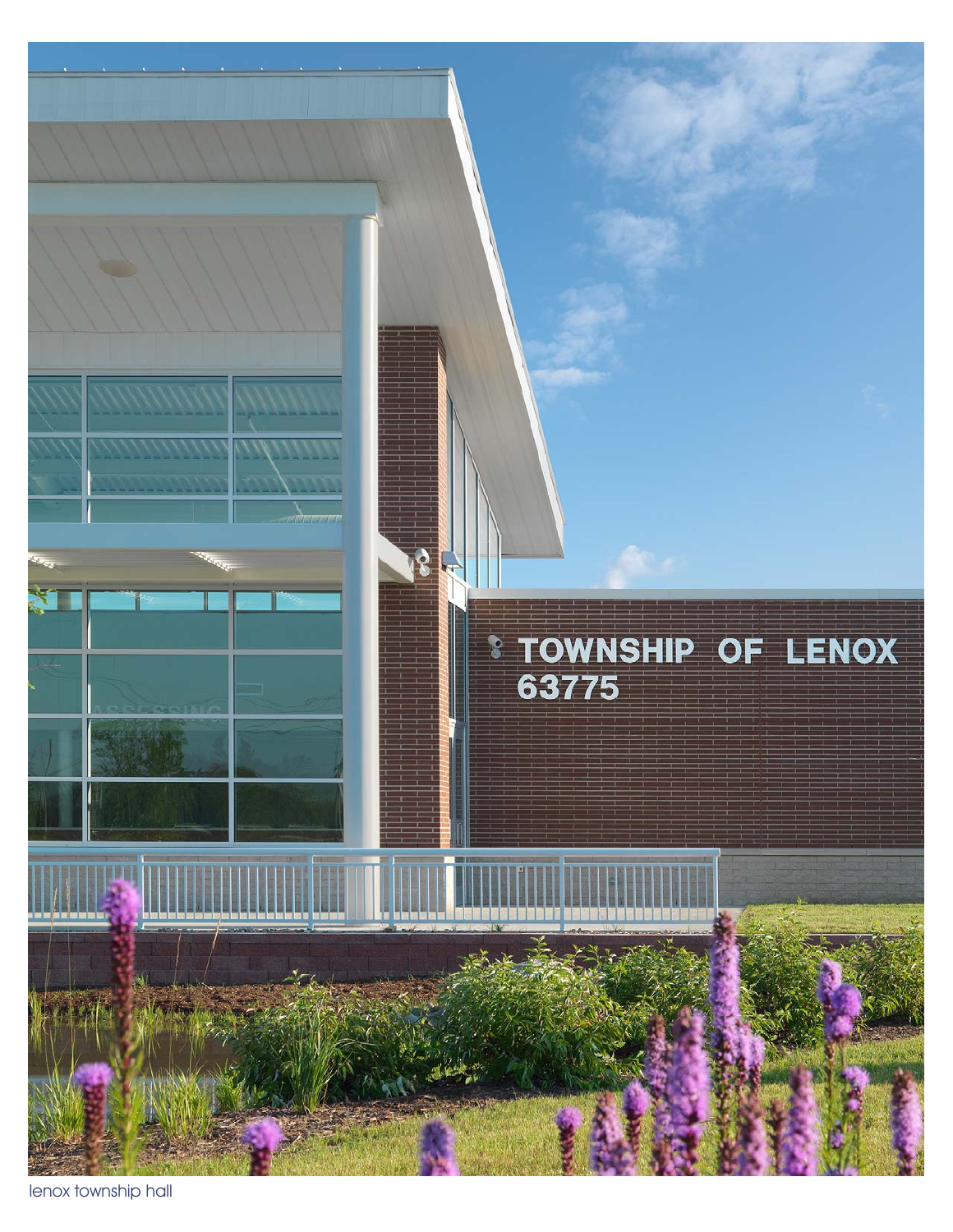lenox township hall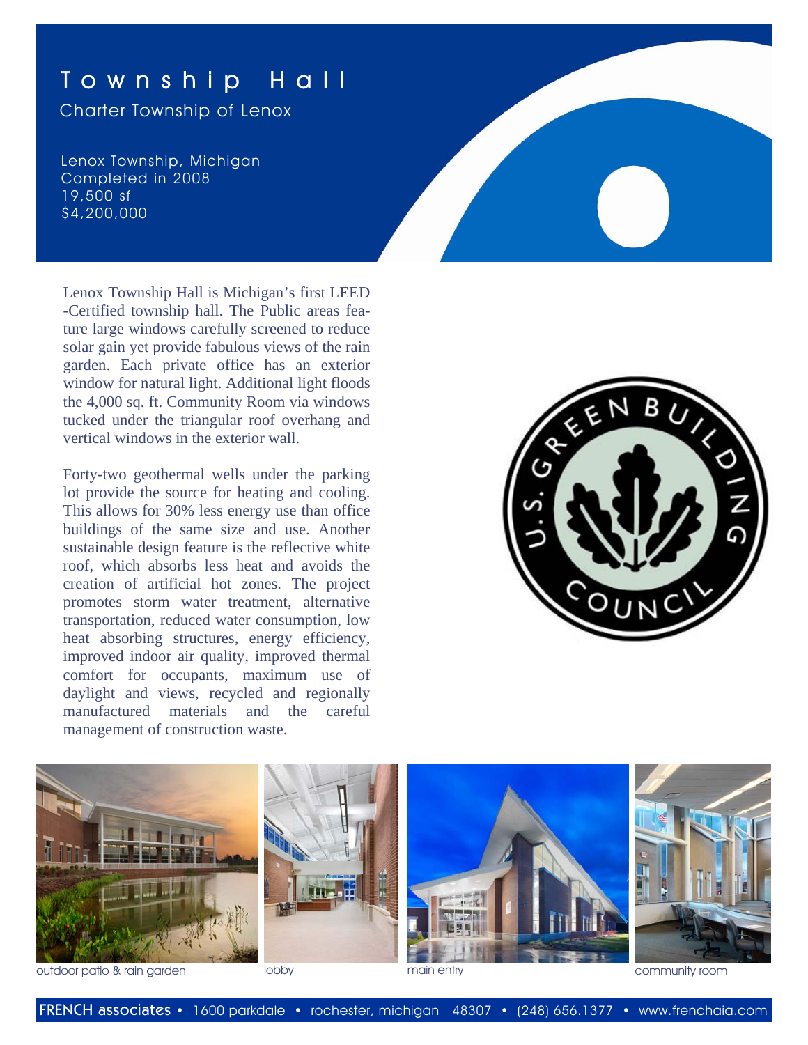# Township Hall

Charter Township of Lenox

Lenox Township, Michigan
Completed in 2008
19,500 sf
$4,200,000

Lenox Township Hall is Michigan's first LEED-Certified township hall. The Public areas feature large windows carefully screened to reduce solar gain yet provide fabulous views of the rain garden. Each private office has an exterior window for natural light. Additional light floods the 4,000 sq. ft. Community Room via windows tucked under the triangular roof overhang and vertical windows in the exterior wall.

Forty-two geothermal wells under the parking lot provide the source for heating and cooling. This allows for 30% less energy use than office buildings of the same size and use. Another sustainable design feature is the reflective white roof, which absorbs less heat and avoids the creation of artificial hot zones. The project promotes storm water treatment, alternative transportation, reduced water consumption, low heat absorbing structures, energy efficiency, improved indoor air quality, improved thermal comfort for occupants, maximum use of daylight and views, recycled and regionally manufactured materials and the careful management of construction waste.

U.S. GREEN BUILDING COUNCIL

outdoor patio & rain garden

lobby

main entry

community room

**FRENCH associates** • 1600 parkdale • rochester, michigan 48307 • (248) 656.1377 • www.frenchaia.com